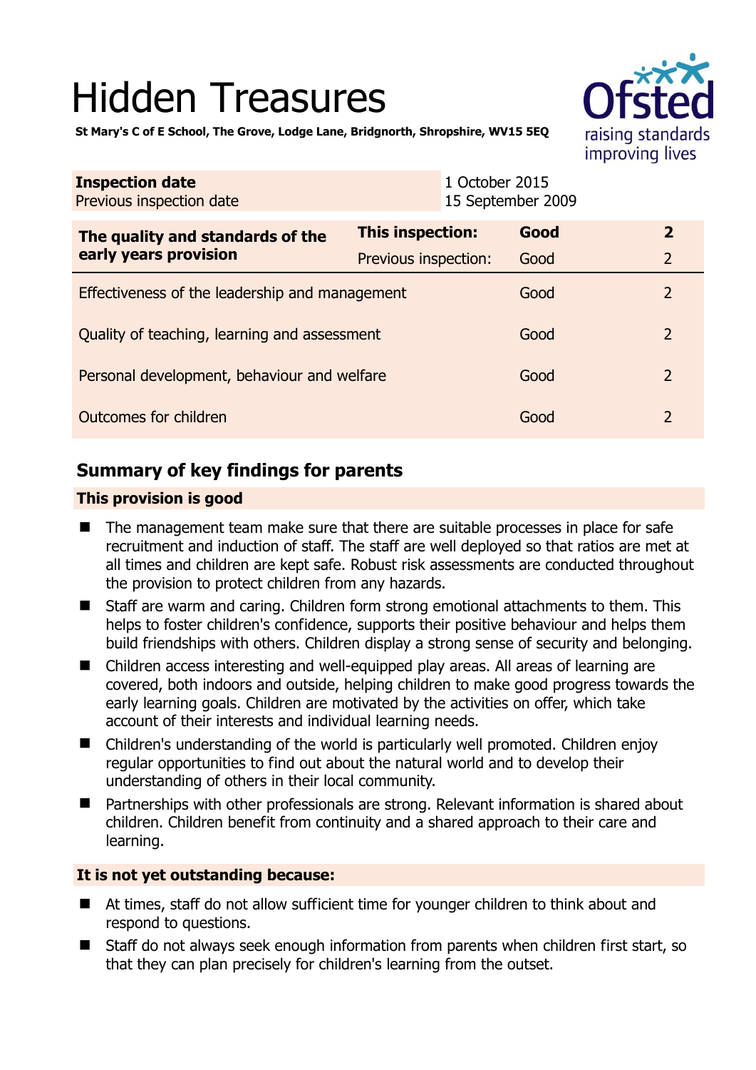# Hidden Treasures

**St Mary's C of E School, The Grove, Lodge Lane, Bridgnorth, Shropshire, WV15 5EQ**

| **Inspection date** | 1 October 2015 |
| --- | --- |
| Previous inspection date | 15 September 2009 |

| **The quality and standards of the early years provision** | **This inspection:** | **Good** | **2** |
| --- | --- | --- | --- |
| | Previous inspection: | Good | 2 |
| Effectiveness of the leadership and management | | Good | 2 |
| Quality of teaching, learning and assessment | | Good | 2 |
| Personal development, behaviour and welfare | | Good | 2 |
| Outcomes for children | | Good | 2 |

## Summary of key findings for parents

### This provision is good

- The management team make sure that there are suitable processes in place for safe recruitment and induction of staff. The staff are well deployed so that ratios are met at all times and children are kept safe. Robust risk assessments are conducted throughout the provision to protect children from any hazards.
- Staff are warm and caring. Children form strong emotional attachments to them. This helps to foster children's confidence, supports their positive behaviour and helps them build friendships with others. Children display a strong sense of security and belonging.
- Children access interesting and well-equipped play areas. All areas of learning are covered, both indoors and outside, helping children to make good progress towards the early learning goals. Children are motivated by the activities on offer, which take account of their interests and individual learning needs.
- Children's understanding of the world is particularly well promoted. Children enjoy regular opportunities to find out about the natural world and to develop their understanding of others in their local community.
- Partnerships with other professionals are strong. Relevant information is shared about children. Children benefit from continuity and a shared approach to their care and learning.

### It is not yet outstanding because:

- At times, staff do not allow sufficient time for younger children to think about and respond to questions.
- Staff do not always seek enough information from parents when children first start, so that they can plan precisely for children's learning from the outset.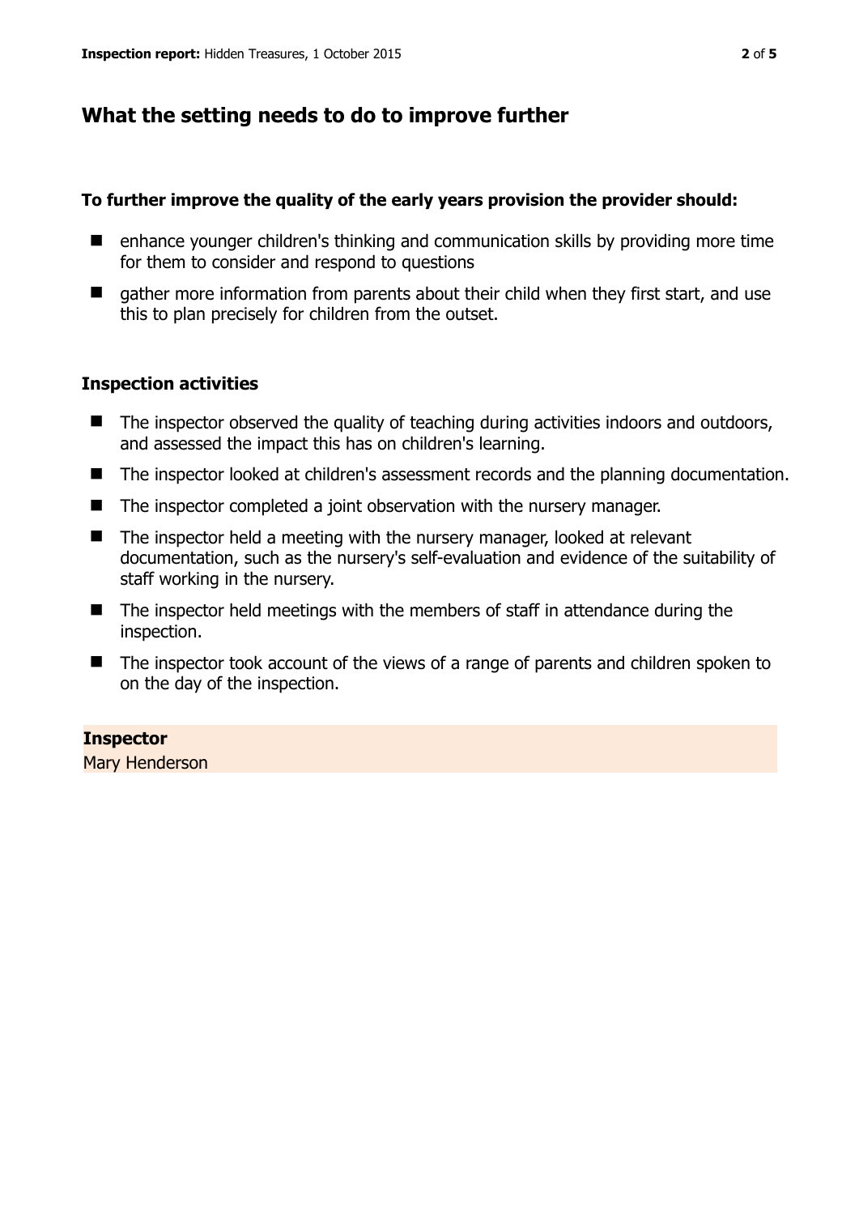## What the setting needs to do to improve further

**To further improve the quality of the early years provision the provider should:**

- enhance younger children's thinking and communication skills by providing more time for them to consider and respond to questions
- gather more information from parents about their child when they first start, and use this to plan precisely for children from the outset.

### Inspection activities

- The inspector observed the quality of teaching during activities indoors and outdoors, and assessed the impact this has on children's learning.
- The inspector looked at children's assessment records and the planning documentation.
- The inspector completed a joint observation with the nursery manager.
- The inspector held a meeting with the nursery manager, looked at relevant documentation, such as the nursery's self-evaluation and evidence of the suitability of staff working in the nursery.
- The inspector held meetings with the members of staff in attendance during the inspection.
- The inspector took account of the views of a range of parents and children spoken to on the day of the inspection.

**Inspector**
Mary Henderson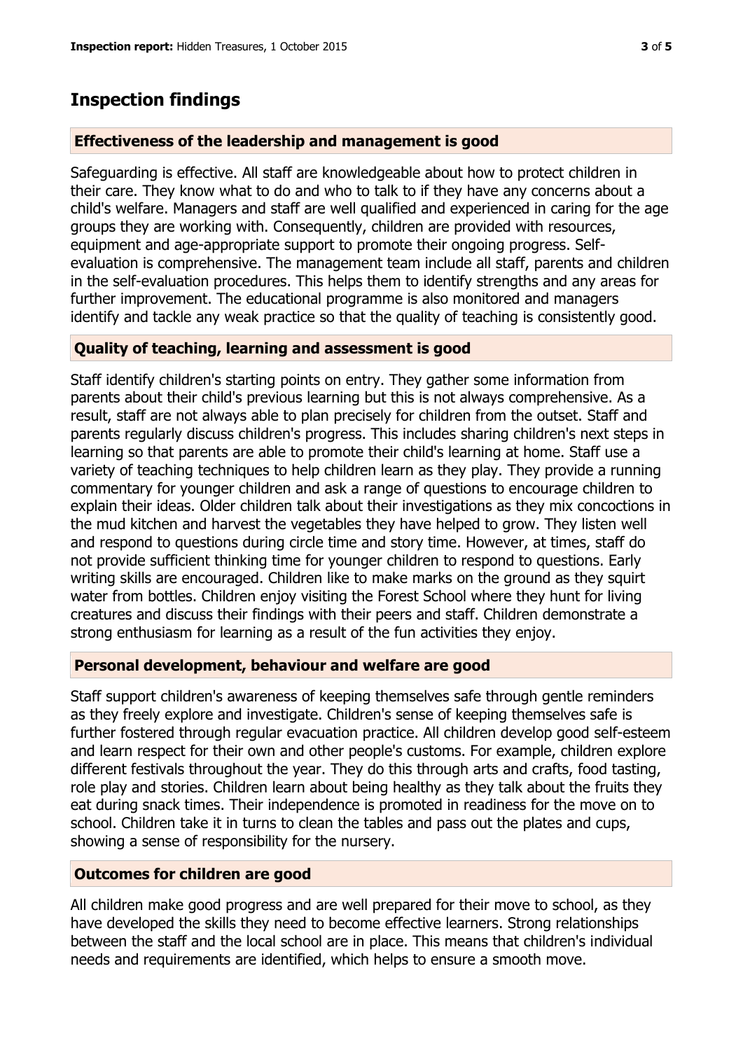# Inspection findings

### Effectiveness of the leadership and management is good

Safeguarding is effective. All staff are knowledgeable about how to protect children in their care. They know what to do and who to talk to if they have any concerns about a child's welfare. Managers and staff are well qualified and experienced in caring for the age groups they are working with. Consequently, children are provided with resources, equipment and age-appropriate support to promote their ongoing progress. Self-evaluation is comprehensive. The management team include all staff, parents and children in the self-evaluation procedures. This helps them to identify strengths and any areas for further improvement. The educational programme is also monitored and managers identify and tackle any weak practice so that the quality of teaching is consistently good.

### Quality of teaching, learning and assessment is good

Staff identify children's starting points on entry. They gather some information from parents about their child's previous learning but this is not always comprehensive. As a result, staff are not always able to plan precisely for children from the outset. Staff and parents regularly discuss children's progress. This includes sharing children's next steps in learning so that parents are able to promote their child's learning at home. Staff use a variety of teaching techniques to help children learn as they play. They provide a running commentary for younger children and ask a range of questions to encourage children to explain their ideas. Older children talk about their investigations as they mix concoctions in the mud kitchen and harvest the vegetables they have helped to grow. They listen well and respond to questions during circle time and story time. However, at times, staff do not provide sufficient thinking time for younger children to respond to questions. Early writing skills are encouraged. Children like to make marks on the ground as they squirt water from bottles. Children enjoy visiting the Forest School where they hunt for living creatures and discuss their findings with their peers and staff. Children demonstrate a strong enthusiasm for learning as a result of the fun activities they enjoy.

### Personal development, behaviour and welfare are good

Staff support children's awareness of keeping themselves safe through gentle reminders as they freely explore and investigate. Children's sense of keeping themselves safe is further fostered through regular evacuation practice. All children develop good self-esteem and learn respect for their own and other people's customs. For example, children explore different festivals throughout the year. They do this through arts and crafts, food tasting, role play and stories. Children learn about being healthy as they talk about the fruits they eat during snack times. Their independence is promoted in readiness for the move on to school. Children take it in turns to clean the tables and pass out the plates and cups, showing a sense of responsibility for the nursery.

### Outcomes for children are good

All children make good progress and are well prepared for their move to school, as they have developed the skills they need to become effective learners. Strong relationships between the staff and the local school are in place. This means that children's individual needs and requirements are identified, which helps to ensure a smooth move.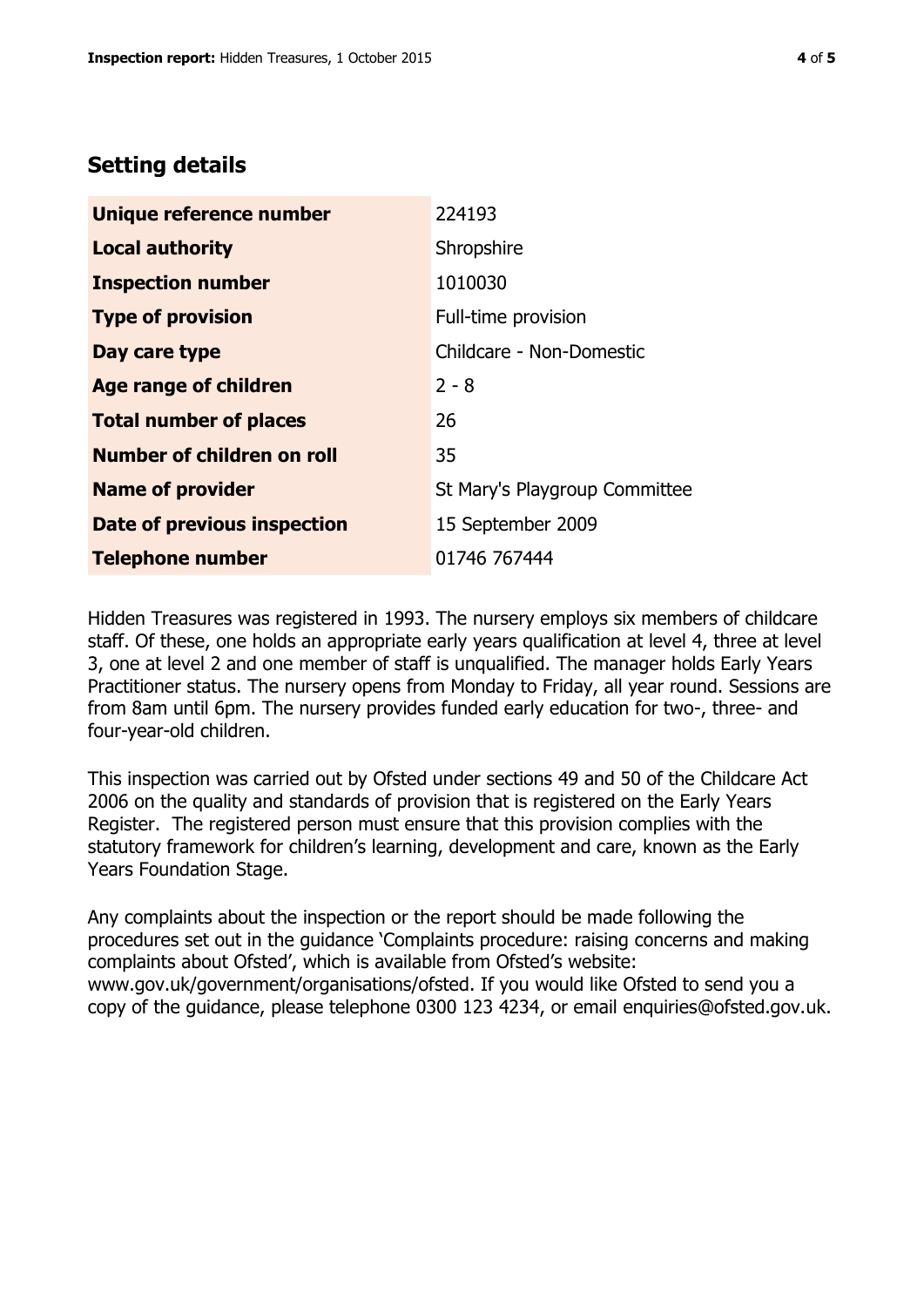## Setting details

| | |
|---|---|
| **Unique reference number** | 224193 |
| **Local authority** | Shropshire |
| **Inspection number** | 1010030 |
| **Type of provision** | Full-time provision |
| **Day care type** | Childcare - Non-Domestic |
| **Age range of children** | 2 - 8 |
| **Total number of places** | 26 |
| **Number of children on roll** | 35 |
| **Name of provider** | St Mary's Playgroup Committee |
| **Date of previous inspection** | 15 September 2009 |
| **Telephone number** | 01746 767444 |

Hidden Treasures was registered in 1993. The nursery employs six members of childcare staff. Of these, one holds an appropriate early years qualification at level 4, three at level 3, one at level 2 and one member of staff is unqualified. The manager holds Early Years Practitioner status. The nursery opens from Monday to Friday, all year round. Sessions are from 8am until 6pm. The nursery provides funded early education for two-, three- and four-year-old children.

This inspection was carried out by Ofsted under sections 49 and 50 of the Childcare Act 2006 on the quality and standards of provision that is registered on the Early Years Register. The registered person must ensure that this provision complies with the statutory framework for children's learning, development and care, known as the Early Years Foundation Stage.

Any complaints about the inspection or the report should be made following the procedures set out in the guidance 'Complaints procedure: raising concerns and making complaints about Ofsted', which is available from Ofsted's website: www.gov.uk/government/organisations/ofsted. If you would like Ofsted to send you a copy of the guidance, please telephone 0300 123 4234, or email enquiries@ofsted.gov.uk.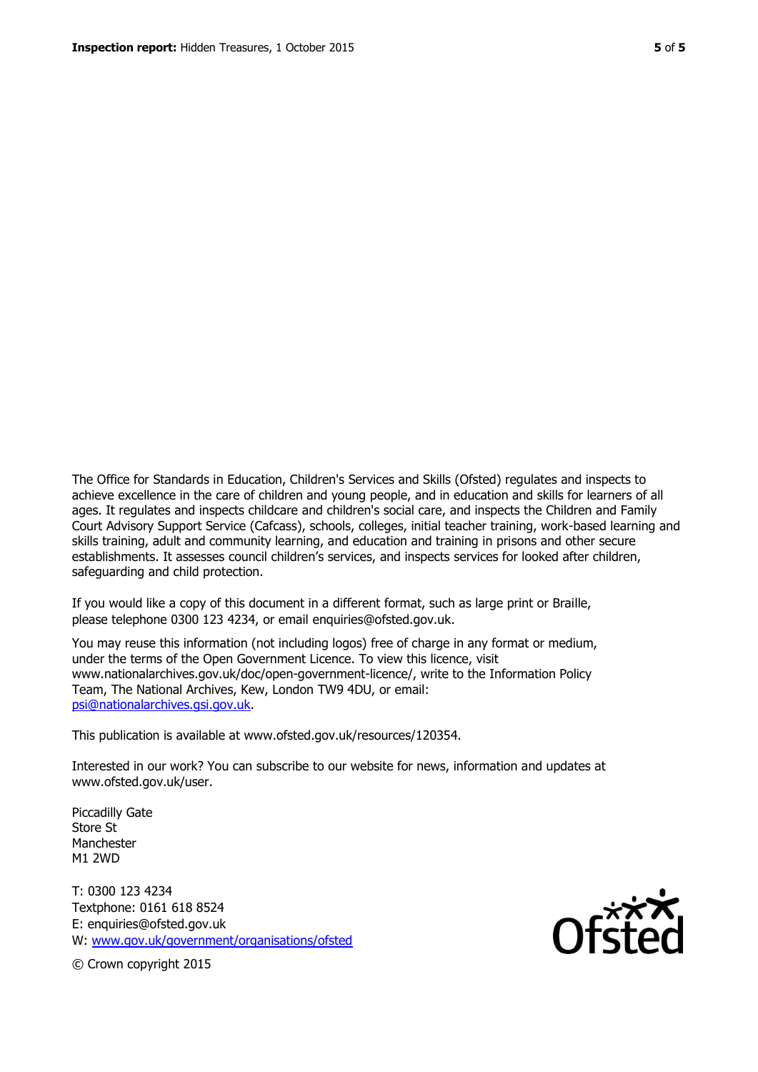The Office for Standards in Education, Children's Services and Skills (Ofsted) regulates and inspects to achieve excellence in the care of children and young people, and in education and skills for learners of all ages. It regulates and inspects childcare and children's social care, and inspects the Children and Family Court Advisory Support Service (Cafcass), schools, colleges, initial teacher training, work-based learning and skills training, adult and community learning, and education and training in prisons and other secure establishments. It assesses council children's services, and inspects services for looked after children, safeguarding and child protection.

If you would like a copy of this document in a different format, such as large print or Braille, please telephone 0300 123 4234, or email enquiries@ofsted.gov.uk.

You may reuse this information (not including logos) free of charge in any format or medium, under the terms of the Open Government Licence. To view this licence, visit www.nationalarchives.gov.uk/doc/open-government-licence/, write to the Information Policy Team, The National Archives, Kew, London TW9 4DU, or email: psi@nationalarchives.gsi.gov.uk.

This publication is available at www.ofsted.gov.uk/resources/120354.

Interested in our work? You can subscribe to our website for news, information and updates at www.ofsted.gov.uk/user.

Piccadilly Gate
Store St
Manchester
M1 2WD

T: 0300 123 4234
Textphone: 0161 618 8524
E: enquiries@ofsted.gov.uk
W: www.gov.uk/government/organisations/ofsted

© Crown copyright 2015